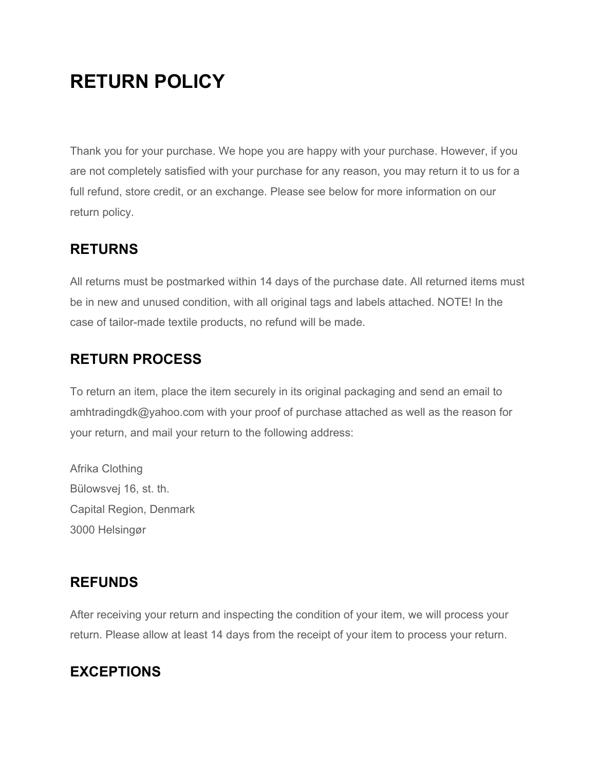# RETURN POLICY

Thank you for your purchase. We hope you are happy with your purchase. However, if you are not completely satisfied with your purchase for any reason, you may return it to us for a full refund, store credit, or an exchange. Please see below for more information on our return policy.

## RETURNS

All returns must be postmarked within 14 days of the purchase date. All returned items must be in new and unused condition, with all original tags and labels attached. NOTE! In the case of tailor-made textile products, no refund will be made.

## RETURN PROCESS

To return an item, place the item securely in its original packaging and send an email to amhtradingdk@yahoo.com with your proof of purchase attached as well as the reason for your return, and mail your return to the following address:

Afrika Clothing
Bülowsvej 16, st. th.
Capital Region, Denmark
3000 Helsingør

## REFUNDS

After receiving your return and inspecting the condition of your item, we will process your return. Please allow at least 14 days from the receipt of your item to process your return.

## EXCEPTIONS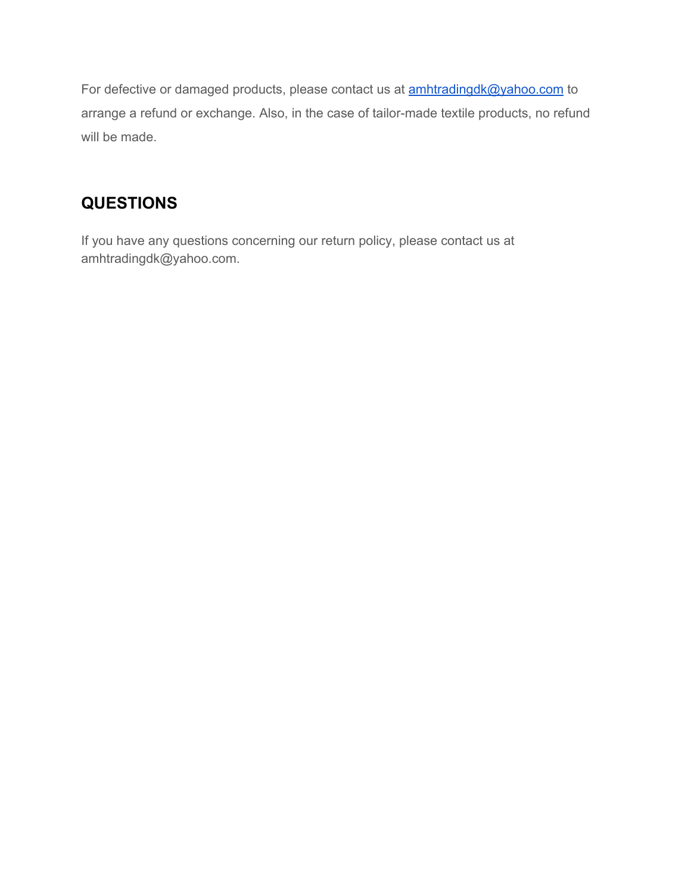For defective or damaged products, please contact us at [amhtradingdk@yahoo.com](mailto:amhtradingdk@yahoo.com) to arrange a refund or exchange. Also, in the case of tailor-made textile products, no refund will be made.

## QUESTIONS

If you have any questions concerning our return policy, please contact us at amhtradingdk@yahoo.com.